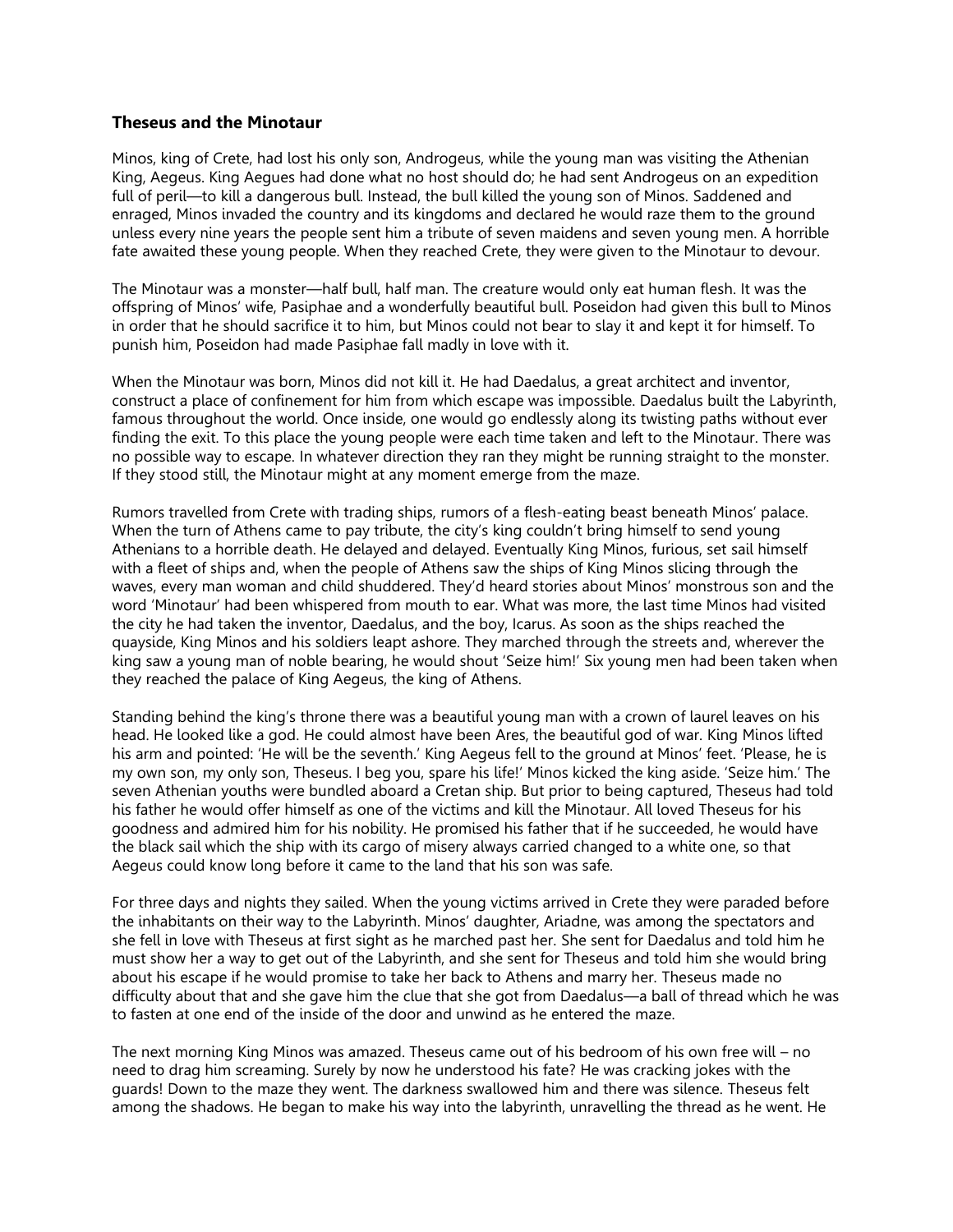### Theseus and the Minotaur

Minos, king of Crete, had lost his only son, Androgeus, while the young man was visiting the Athenian King, Aegeus. King Aegues had done what no host should do; he had sent Androgeus on an expedition full of peril—to kill a dangerous bull. Instead, the bull killed the young son of Minos. Saddened and enraged, Minos invaded the country and its kingdoms and declared he would raze them to the ground unless every nine years the people sent him a tribute of seven maidens and seven young men. A horrible fate awaited these young people. When they reached Crete, they were given to the Minotaur to devour.

The Minotaur was a monster—half bull, half man. The creature would only eat human flesh. It was the offspring of Minos' wife, Pasiphae and a wonderfully beautiful bull. Poseidon had given this bull to Minos in order that he should sacrifice it to him, but Minos could not bear to slay it and kept it for himself. To punish him, Poseidon had made Pasiphae fall madly in love with it.

When the Minotaur was born, Minos did not kill it. He had Daedalus, a great architect and inventor, construct a place of confinement for him from which escape was impossible. Daedalus built the Labyrinth, famous throughout the world. Once inside, one would go endlessly along its twisting paths without ever finding the exit. To this place the young people were each time taken and left to the Minotaur. There was no possible way to escape. In whatever direction they ran they might be running straight to the monster. If they stood still, the Minotaur might at any moment emerge from the maze.

Rumors travelled from Crete with trading ships, rumors of a flesh-eating beast beneath Minos' palace. When the turn of Athens came to pay tribute, the city's king couldn't bring himself to send young Athenians to a horrible death. He delayed and delayed. Eventually King Minos, furious, set sail himself with a fleet of ships and, when the people of Athens saw the ships of King Minos slicing through the waves, every man woman and child shuddered. They'd heard stories about Minos' monstrous son and the word 'Minotaur' had been whispered from mouth to ear. What was more, the last time Minos had visited the city he had taken the inventor, Daedalus, and the boy, Icarus. As soon as the ships reached the quayside, King Minos and his soldiers leapt ashore. They marched through the streets and, wherever the king saw a young man of noble bearing, he would shout 'Seize him!' Six young men had been taken when they reached the palace of King Aegeus, the king of Athens.

Standing behind the king's throne there was a beautiful young man with a crown of laurel leaves on his head. He looked like a god. He could almost have been Ares, the beautiful god of war. King Minos lifted his arm and pointed: 'He will be the seventh.' King Aegeus fell to the ground at Minos' feet. 'Please, he is my own son, my only son, Theseus. I beg you, spare his life!' Minos kicked the king aside. 'Seize him.' The seven Athenian youths were bundled aboard a Cretan ship. But prior to being captured, Theseus had told his father he would offer himself as one of the victims and kill the Minotaur. All loved Theseus for his goodness and admired him for his nobility. He promised his father that if he succeeded, he would have the black sail which the ship with its cargo of misery always carried changed to a white one, so that Aegeus could know long before it came to the land that his son was safe.

For three days and nights they sailed. When the young victims arrived in Crete they were paraded before the inhabitants on their way to the Labyrinth. Minos' daughter, Ariadne, was among the spectators and she fell in love with Theseus at first sight as he marched past her. She sent for Daedalus and told him he must show her a way to get out of the Labyrinth, and she sent for Theseus and told him she would bring about his escape if he would promise to take her back to Athens and marry her. Theseus made no difficulty about that and she gave him the clue that she got from Daedalus—a ball of thread which he was to fasten at one end of the inside of the door and unwind as he entered the maze.

The next morning King Minos was amazed. Theseus came out of his bedroom of his own free will – no need to drag him screaming. Surely by now he understood his fate? He was cracking jokes with the guards! Down to the maze they went. The darkness swallowed him and there was silence. Theseus felt among the shadows. He began to make his way into the labyrinth, unravelling the thread as he went. He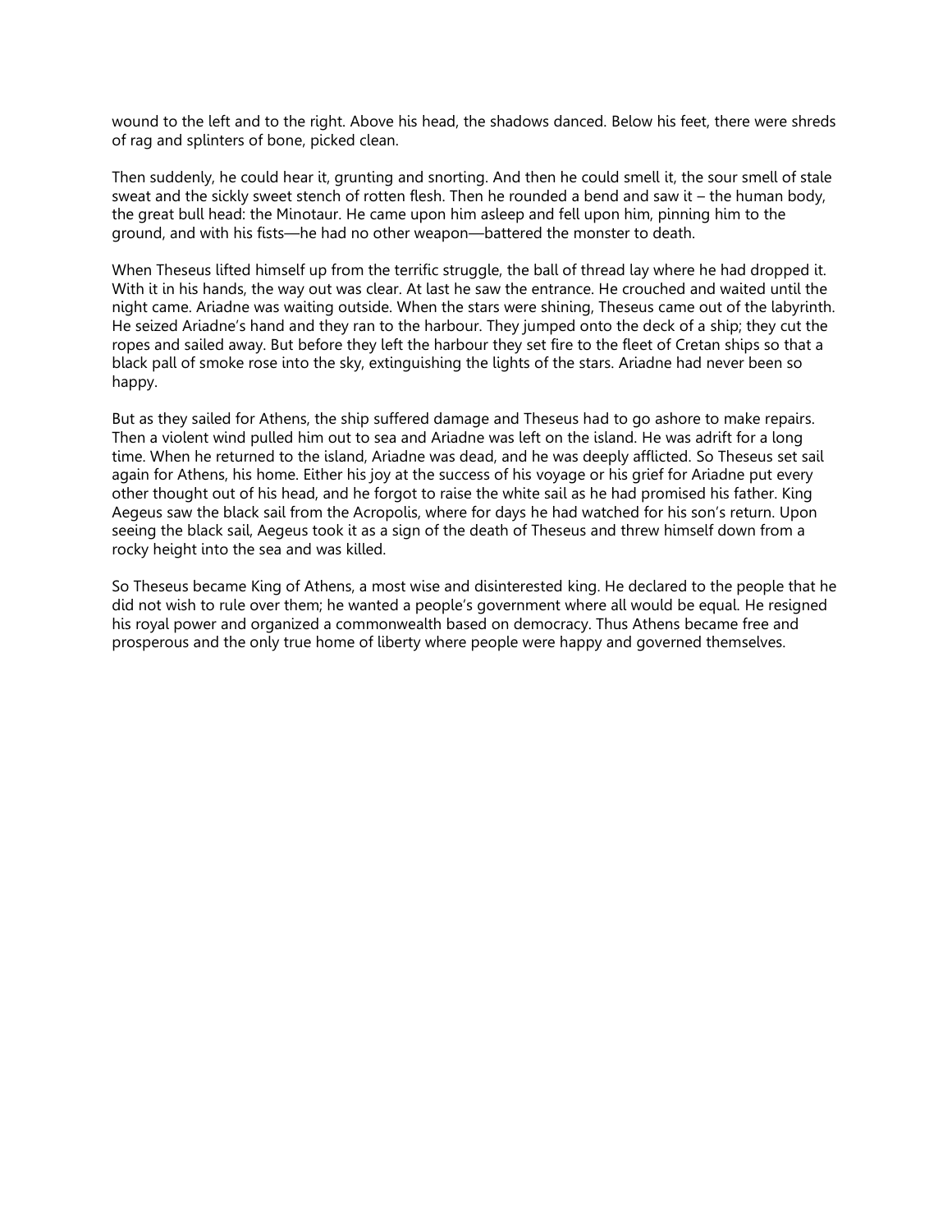wound to the left and to the right. Above his head, the shadows danced. Below his feet, there were shreds of rag and splinters of bone, picked clean.

Then suddenly, he could hear it, grunting and snorting. And then he could smell it, the sour smell of stale sweat and the sickly sweet stench of rotten flesh. Then he rounded a bend and saw it – the human body, the great bull head: the Minotaur. He came upon him asleep and fell upon him, pinning him to the ground, and with his fists—he had no other weapon—battered the monster to death.

When Theseus lifted himself up from the terrific struggle, the ball of thread lay where he had dropped it. With it in his hands, the way out was clear. At last he saw the entrance. He crouched and waited until the night came. Ariadne was waiting outside. When the stars were shining, Theseus came out of the labyrinth. He seized Ariadne's hand and they ran to the harbour. They jumped onto the deck of a ship; they cut the ropes and sailed away. But before they left the harbour they set fire to the fleet of Cretan ships so that a black pall of smoke rose into the sky, extinguishing the lights of the stars. Ariadne had never been so happy.

But as they sailed for Athens, the ship suffered damage and Theseus had to go ashore to make repairs. Then a violent wind pulled him out to sea and Ariadne was left on the island. He was adrift for a long time. When he returned to the island, Ariadne was dead, and he was deeply afflicted. So Theseus set sail again for Athens, his home. Either his joy at the success of his voyage or his grief for Ariadne put every other thought out of his head, and he forgot to raise the white sail as he had promised his father. King Aegeus saw the black sail from the Acropolis, where for days he had watched for his son's return. Upon seeing the black sail, Aegeus took it as a sign of the death of Theseus and threw himself down from a rocky height into the sea and was killed.

So Theseus became King of Athens, a most wise and disinterested king. He declared to the people that he did not wish to rule over them; he wanted a people's government where all would be equal. He resigned his royal power and organized a commonwealth based on democracy. Thus Athens became free and prosperous and the only true home of liberty where people were happy and governed themselves.